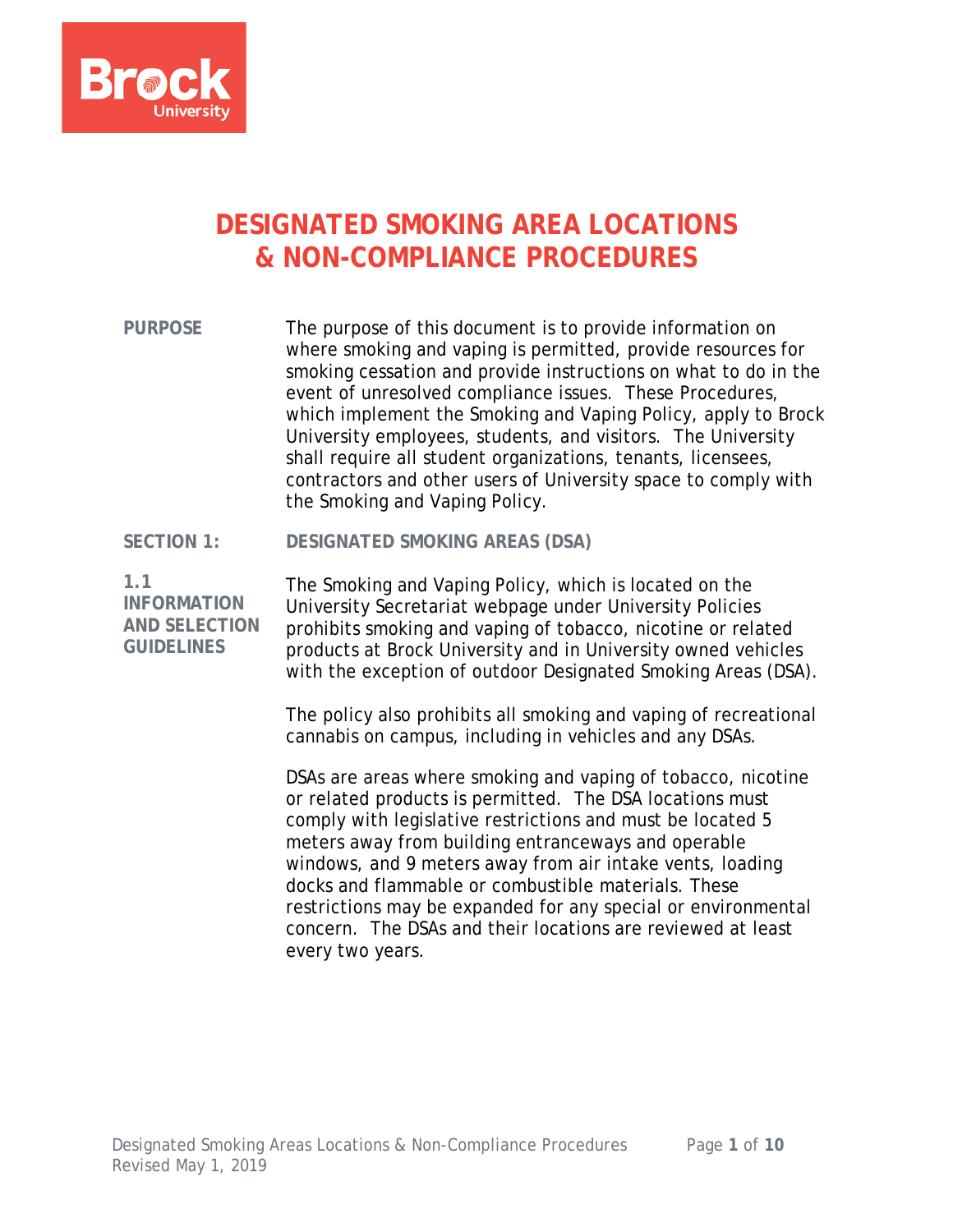# DESIGNATED SMOKING AREA LOCATIONS & NON-COMPLIANCE PROCEDURES

**PURPOSE**

The purpose of this document is to provide information on where smoking and vaping is permitted, provide resources for smoking cessation and provide instructions on what to do in the event of unresolved compliance issues. These Procedures, which implement the Smoking and Vaping Policy, apply to Brock University employees, students, and visitors. The University shall require all student organizations, tenants, licensees, contractors and other users of University space to comply with the Smoking and Vaping Policy.

## SECTION 1: DESIGNATED SMOKING AREAS (DSA)

### 1.1 INFORMATION AND SELECTION GUIDELINES

The Smoking and Vaping Policy, which is located on the University Secretariat webpage under University Policies prohibits smoking and vaping of tobacco, nicotine or related products at Brock University and in University owned vehicles with the exception of outdoor Designated Smoking Areas (DSA).

The policy also prohibits all smoking and vaping of recreational cannabis on campus, including in vehicles and any DSAs.

DSAs are areas where smoking and vaping of tobacco, nicotine or related products is permitted. The DSA locations must comply with legislative restrictions and must be located 5 meters away from building entranceways and operable windows, and 9 meters away from air intake vents, loading docks and flammable or combustible materials. These restrictions may be expanded for any special or environmental concern. The DSAs and their locations are reviewed at least every two years.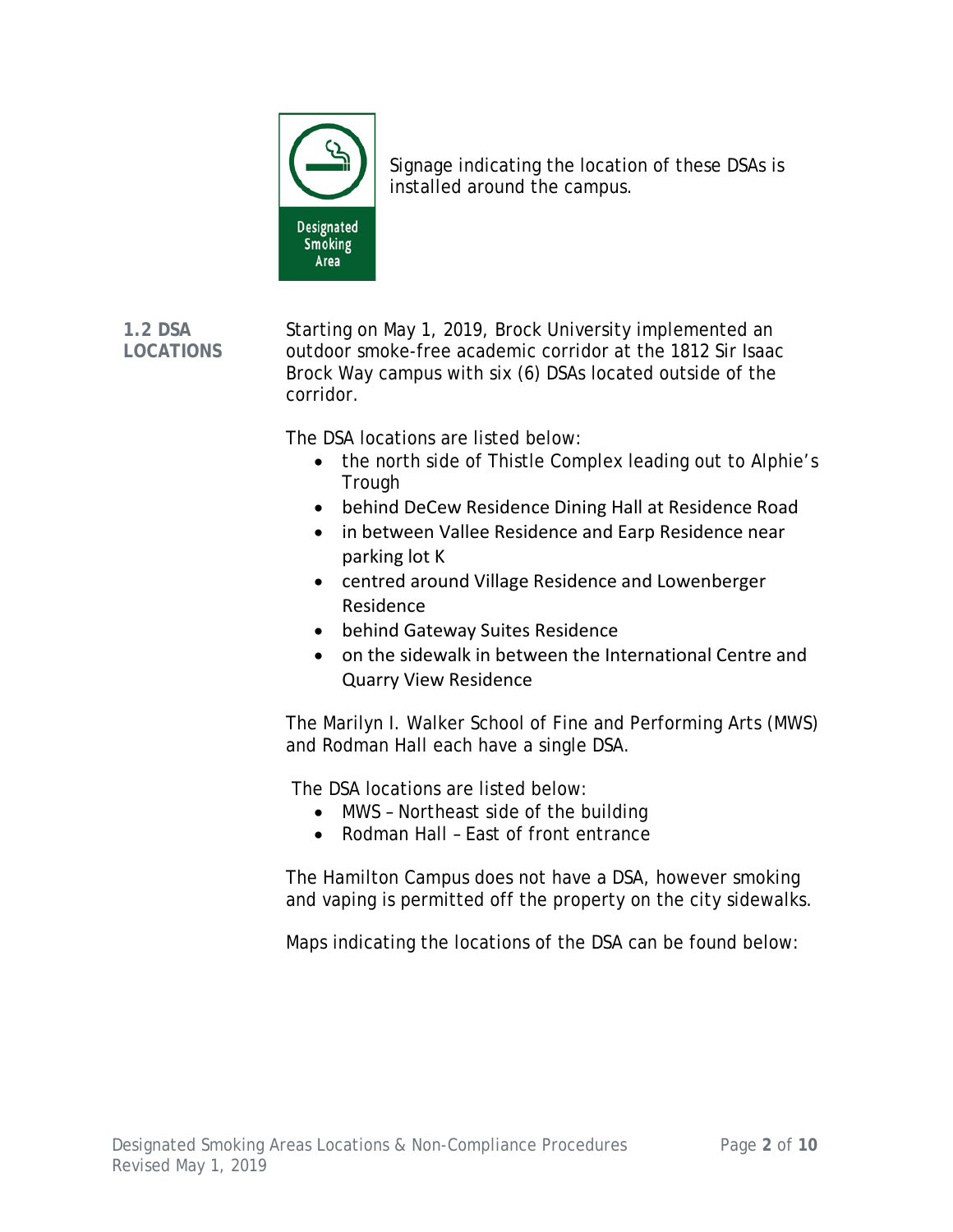Designated Smoking Area

Signage indicating the location of these DSAs is installed around the campus.

## 1.2 DSA LOCATIONS

Starting on May 1, 2019, Brock University implemented an outdoor smoke-free academic corridor at the 1812 Sir Isaac Brock Way campus with six (6) DSAs located outside of the corridor.

The DSA locations are listed below:

- the north side of Thistle Complex leading out to Alphie's Trough
- behind DeCew Residence Dining Hall at Residence Road
- in between Vallee Residence and Earp Residence near parking lot K
- centred around Village Residence and Lowenberger Residence
- behind Gateway Suites Residence
- on the sidewalk in between the International Centre and Quarry View Residence

The Marilyn I. Walker School of Fine and Performing Arts (MWS) and Rodman Hall each have a single DSA.

The DSA locations are listed below:

- MWS – Northeast side of the building
- Rodman Hall – East of front entrance

The Hamilton Campus does not have a DSA, however smoking and vaping is permitted off the property on the city sidewalks.

Maps indicating the locations of the DSA can be found below: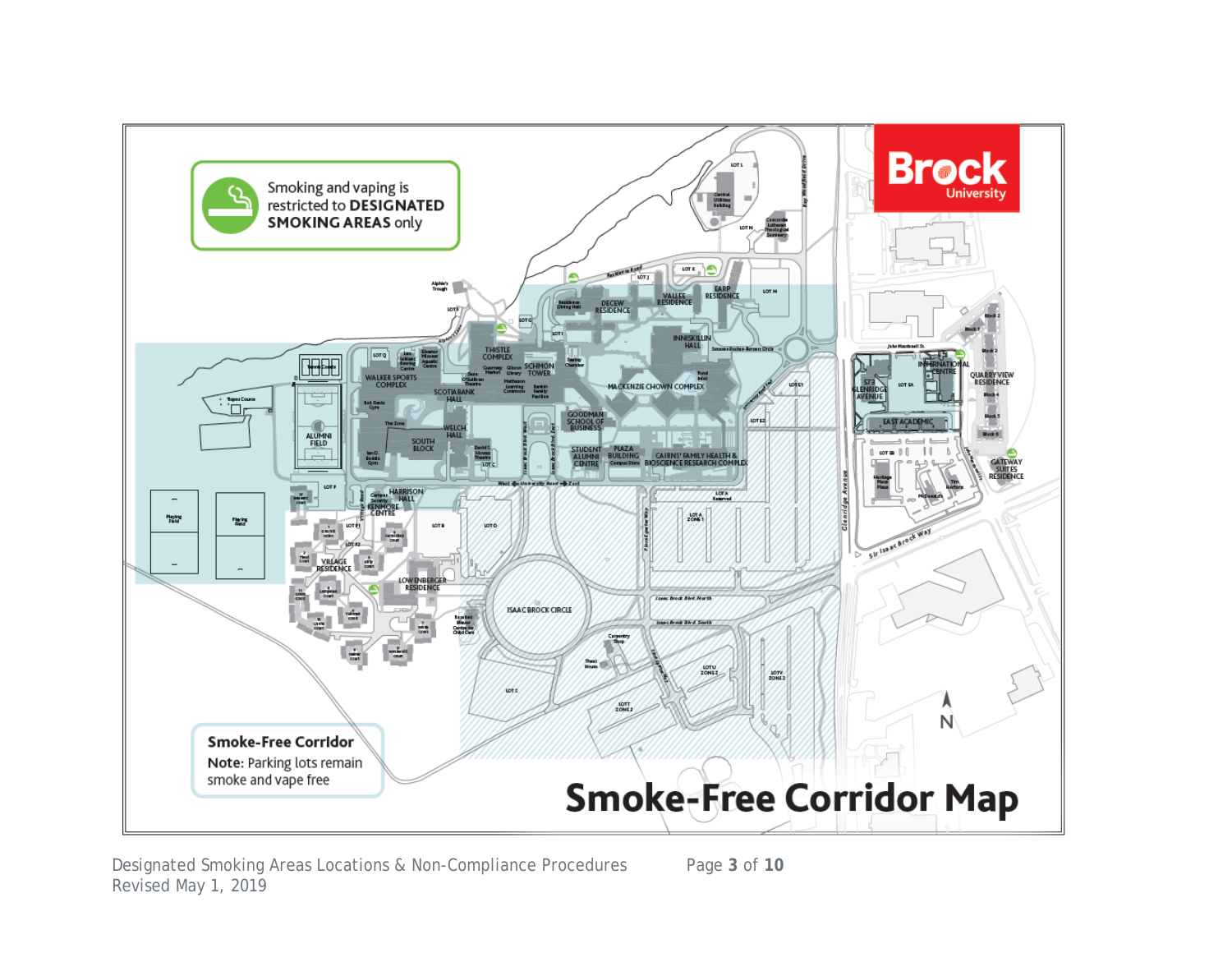# Smoke-Free Corridor Map

Smoking and vaping is restricted to **DESIGNATED SMOKING AREAS** only

**Smoke-Free Corridor**

**Note:** Parking lots remain smoke and vape free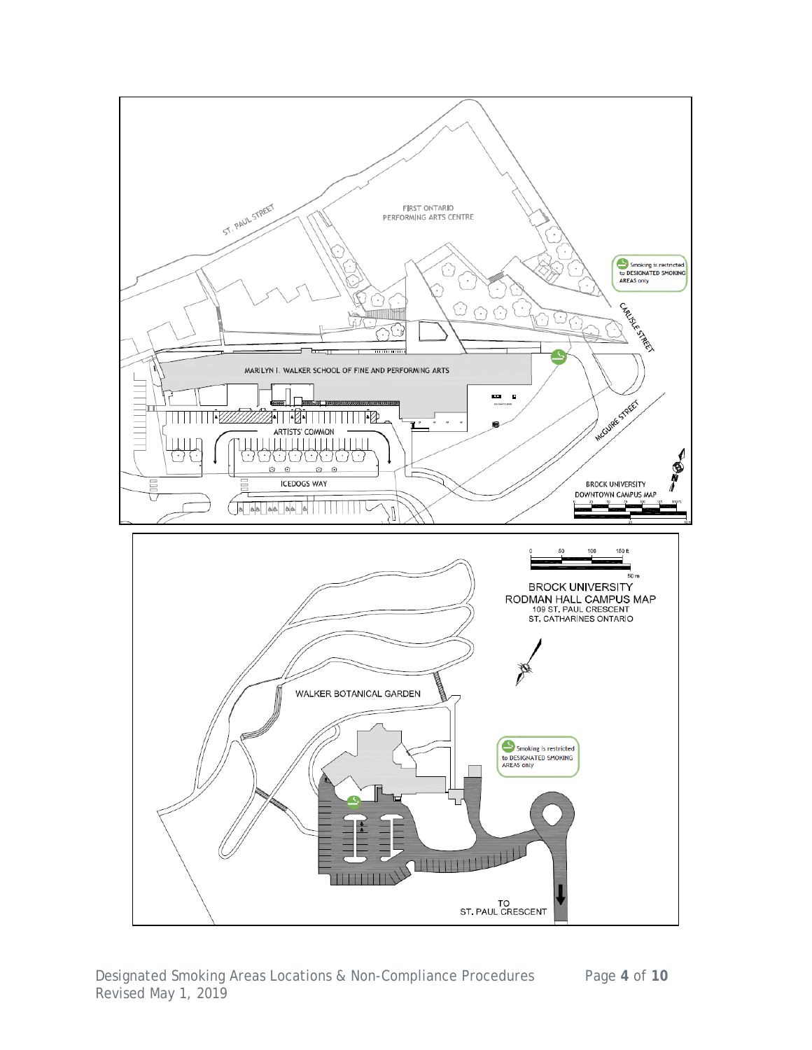FIRST ONTARIO PERFORMING ARTS CENTRE

ST. PAUL STREET

CARLISLE STREET

MARILYN I. WALKER SCHOOL OF FINE AND PERFORMING ARTS

ARTISTS' COMMON

ICEDOGS WAY

McGUIRE STREET

Smoking is restricted to DESIGNATED SMOKING AREAS only

BROCK UNIVERSITY DOWNTOWN CAMPUS MAP

BROCK UNIVERSITY RODMAN HALL CAMPUS MAP
109 ST. PAUL CRESCENT
ST. CATHARINES ONTARIO

0 50 100 150 ft

50 m

WALKER BOTANICAL GARDEN

Smoking is restricted to DESIGNATED SMOKING AREAS only

TO ST. PAUL CRESCENT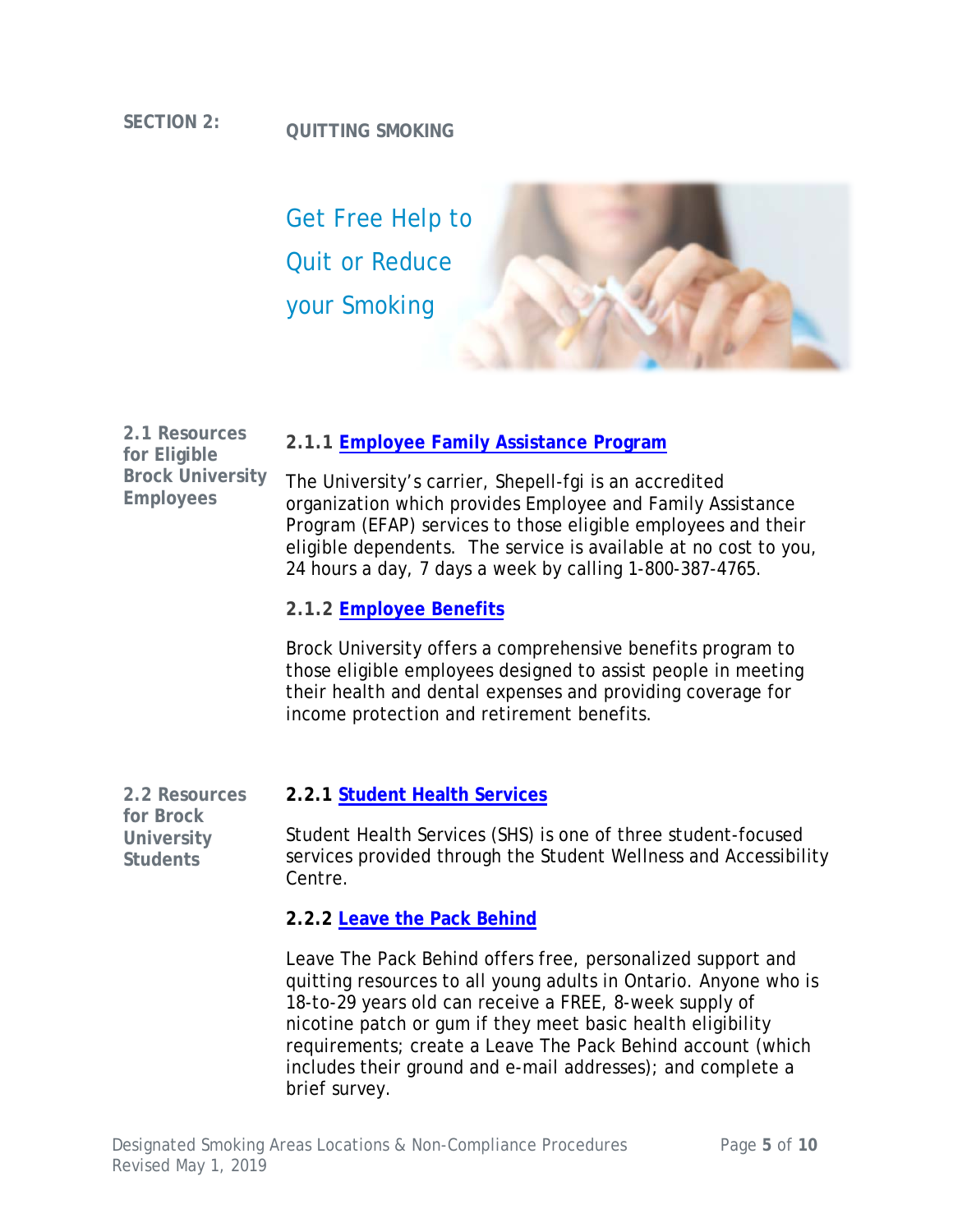## SECTION 2: QUITTING SMOKING

Get Free Help to Quit or Reduce your Smoking

### 2.1 Resources for Eligible Brock University Employees

#### 2.1.1 Employee Family Assistance Program

The University's carrier, Shepell-fgi is an accredited organization which provides Employee and Family Assistance Program (EFAP) services to those eligible employees and their eligible dependents. The service is available at no cost to you, 24 hours a day, 7 days a week by calling 1-800-387-4765.

#### 2.1.2 Employee Benefits

Brock University offers a comprehensive benefits program to those eligible employees designed to assist people in meeting their health and dental expenses and providing coverage for income protection and retirement benefits.

### 2.2 Resources for Brock University Students

#### 2.2.1 Student Health Services

Student Health Services (SHS) is one of three student-focused services provided through the Student Wellness and Accessibility Centre.

#### 2.2.2 Leave the Pack Behind

Leave The Pack Behind offers free, personalized support and quitting resources to all young adults in Ontario. Anyone who is 18-to-29 years old can receive a FREE, 8-week supply of nicotine patch or gum if they meet basic health eligibility requirements; create a Leave The Pack Behind account (which includes their ground and e-mail addresses); and complete a brief survey.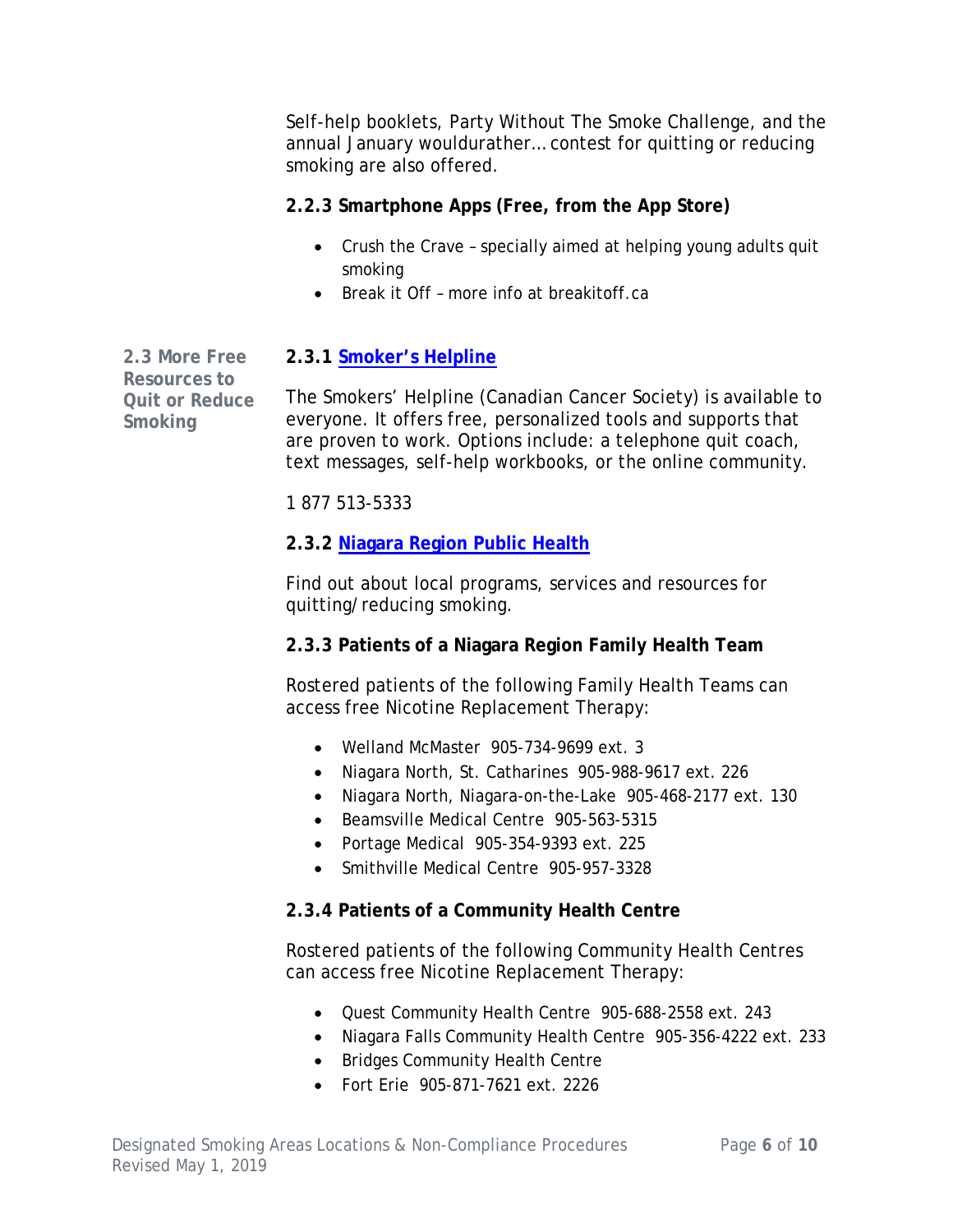Self-help booklets, Party Without The Smoke Challenge, and the annual January wouldurather… contest for quitting or reducing smoking are also offered.

#### 2.2.3 Smartphone Apps (Free, from the App Store)

- Crush the Crave – specially aimed at helping young adults quit smoking
- Break it Off – more info at breakitoff.ca

## 2.3 More Free Resources to Quit or Reduce Smoking

#### 2.3.1 Smoker's Helpline

The Smokers' Helpline (Canadian Cancer Society) is available to everyone. It offers free, personalized tools and supports that are proven to work. Options include: a telephone quit coach, text messages, self-help workbooks, or the online community.

1 877 513-5333

#### 2.3.2 Niagara Region Public Health

Find out about local programs, services and resources for quitting/reducing smoking.

#### 2.3.3 Patients of a Niagara Region Family Health Team

Rostered patients of the following Family Health Teams can access free Nicotine Replacement Therapy:

- Welland McMaster 905-734-9699 ext. 3
- Niagara North, St. Catharines 905-988-9617 ext. 226
- Niagara North, Niagara-on-the-Lake 905-468-2177 ext. 130
- Beamsville Medical Centre 905-563-5315
- Portage Medical 905-354-9393 ext. 225
- Smithville Medical Centre 905-957-3328

#### 2.3.4 Patients of a Community Health Centre

Rostered patients of the following Community Health Centres can access free Nicotine Replacement Therapy:

- Quest Community Health Centre 905-688-2558 ext. 243
- Niagara Falls Community Health Centre 905-356-4222 ext. 233
- Bridges Community Health Centre
- Fort Erie 905-871-7621 ext. 2226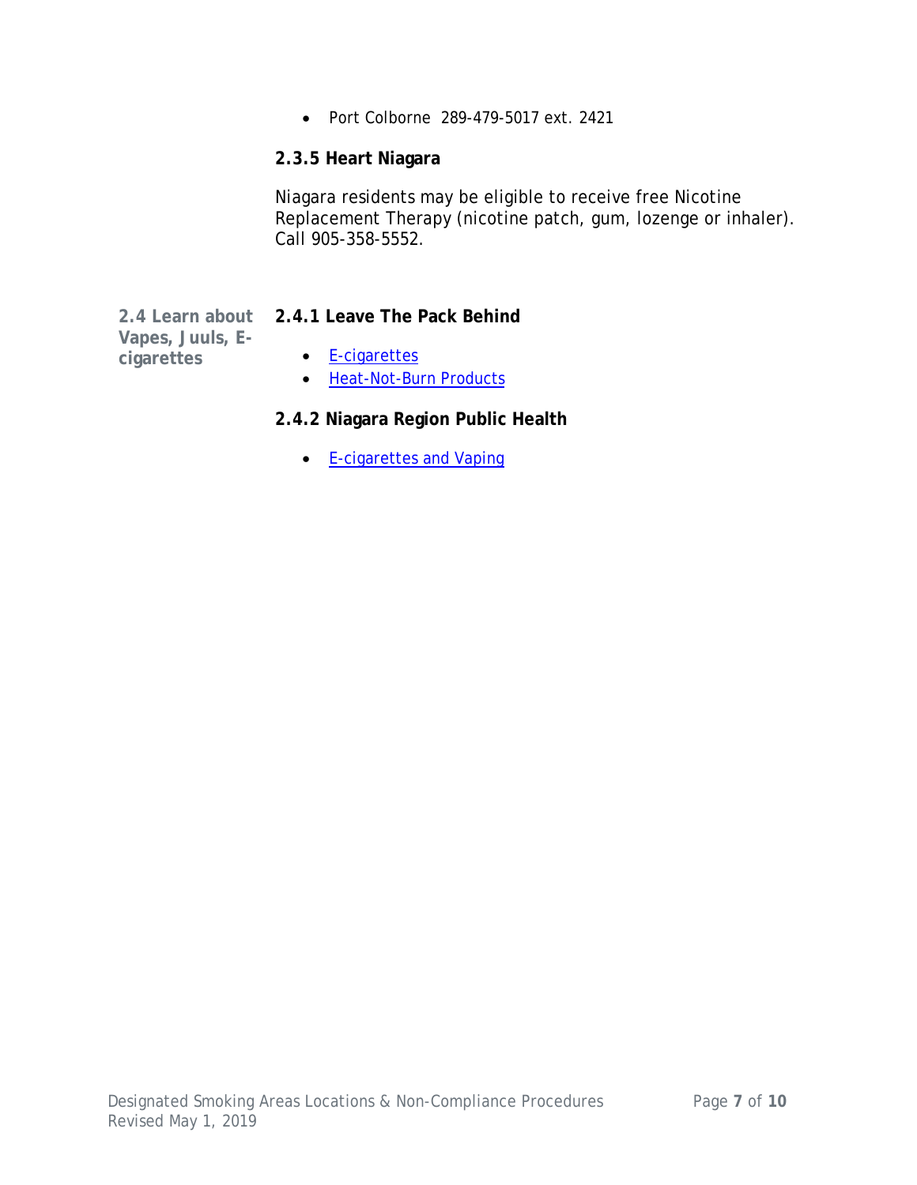- Port Colborne 289-479-5017 ext. 2421

### 2.3.5 Heart Niagara

Niagara residents may be eligible to receive free Nicotine Replacement Therapy (nicotine patch, gum, lozenge or inhaler). Call 905-358-5552.

## 2.4 Learn about Vapes, Juuls, E-cigarettes

### 2.4.1 Leave The Pack Behind

- E-cigarettes
- Heat-Not-Burn Products

### 2.4.2 Niagara Region Public Health

- E-cigarettes and Vaping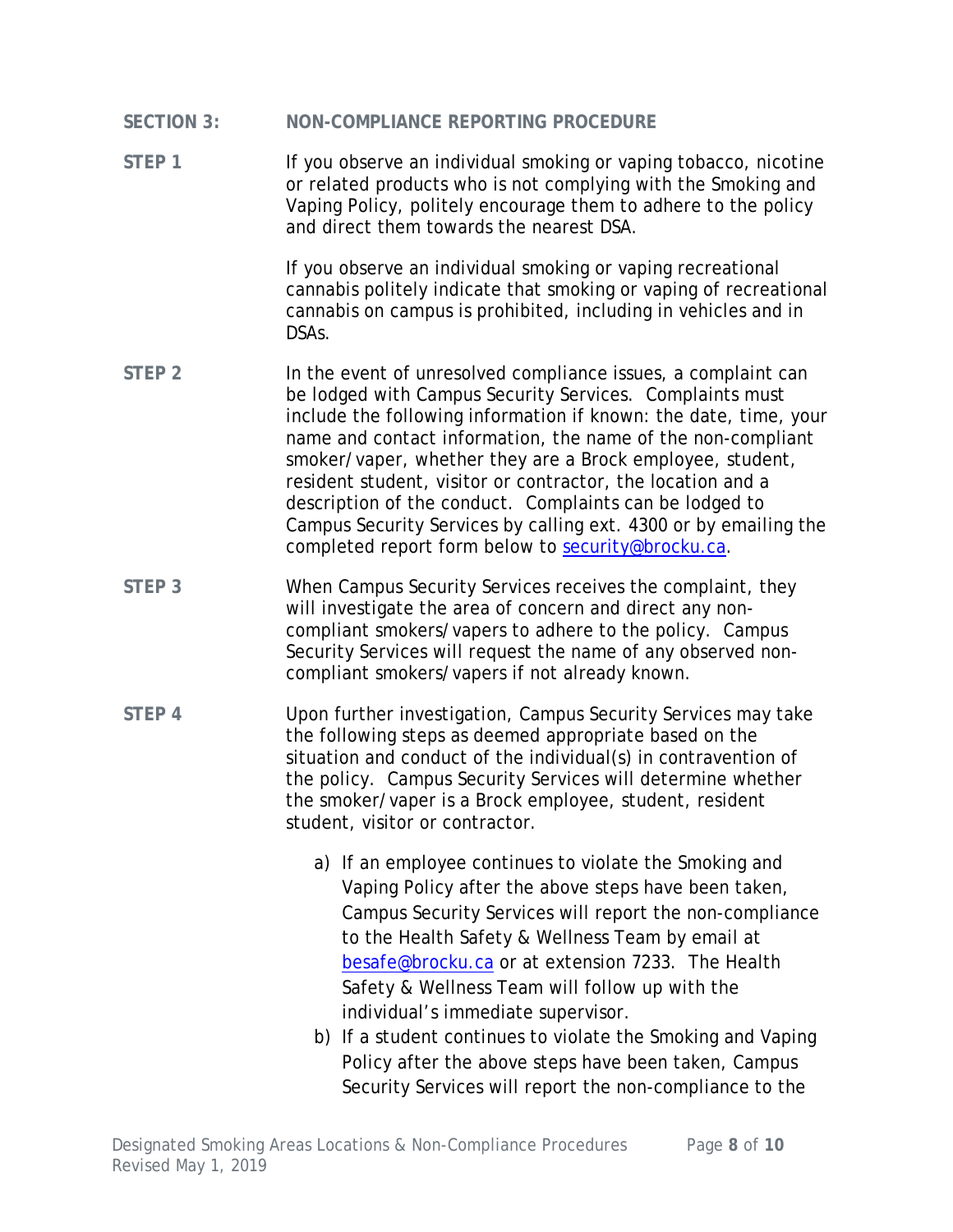## SECTION 3: NON-COMPLIANCE REPORTING PROCEDURE

**STEP 1**

If you observe an individual smoking or vaping tobacco, nicotine or related products who is not complying with the Smoking and Vaping Policy, politely encourage them to adhere to the policy and direct them towards the nearest DSA.

If you observe an individual smoking or vaping recreational cannabis politely indicate that smoking or vaping of recreational cannabis on campus is prohibited, including in vehicles and in DSAs.

**STEP 2**

In the event of unresolved compliance issues, a complaint can be lodged with Campus Security Services. Complaints must include the following information if known: the date, time, your name and contact information, the name of the non-compliant smoker/vaper, whether they are a Brock employee, student, resident student, visitor or contractor, the location and a description of the conduct. Complaints can be lodged to Campus Security Services by calling ext. 4300 or by emailing the completed report form below to security@brocku.ca.

**STEP 3**

When Campus Security Services receives the complaint, they will investigate the area of concern and direct any non-compliant smokers/vapers to adhere to the policy. Campus Security Services will request the name of any observed non-compliant smokers/vapers if not already known.

**STEP 4**

Upon further investigation, Campus Security Services may take the following steps as deemed appropriate based on the situation and conduct of the individual(s) in contravention of the policy. Campus Security Services will determine whether the smoker/vaper is a Brock employee, student, resident student, visitor or contractor.

a) If an employee continues to violate the Smoking and Vaping Policy after the above steps have been taken, Campus Security Services will report the non-compliance to the Health Safety & Wellness Team by email at besafe@brocku.ca or at extension 7233. The Health Safety & Wellness Team will follow up with the individual's immediate supervisor.

b) If a student continues to violate the Smoking and Vaping Policy after the above steps have been taken, Campus Security Services will report the non-compliance to the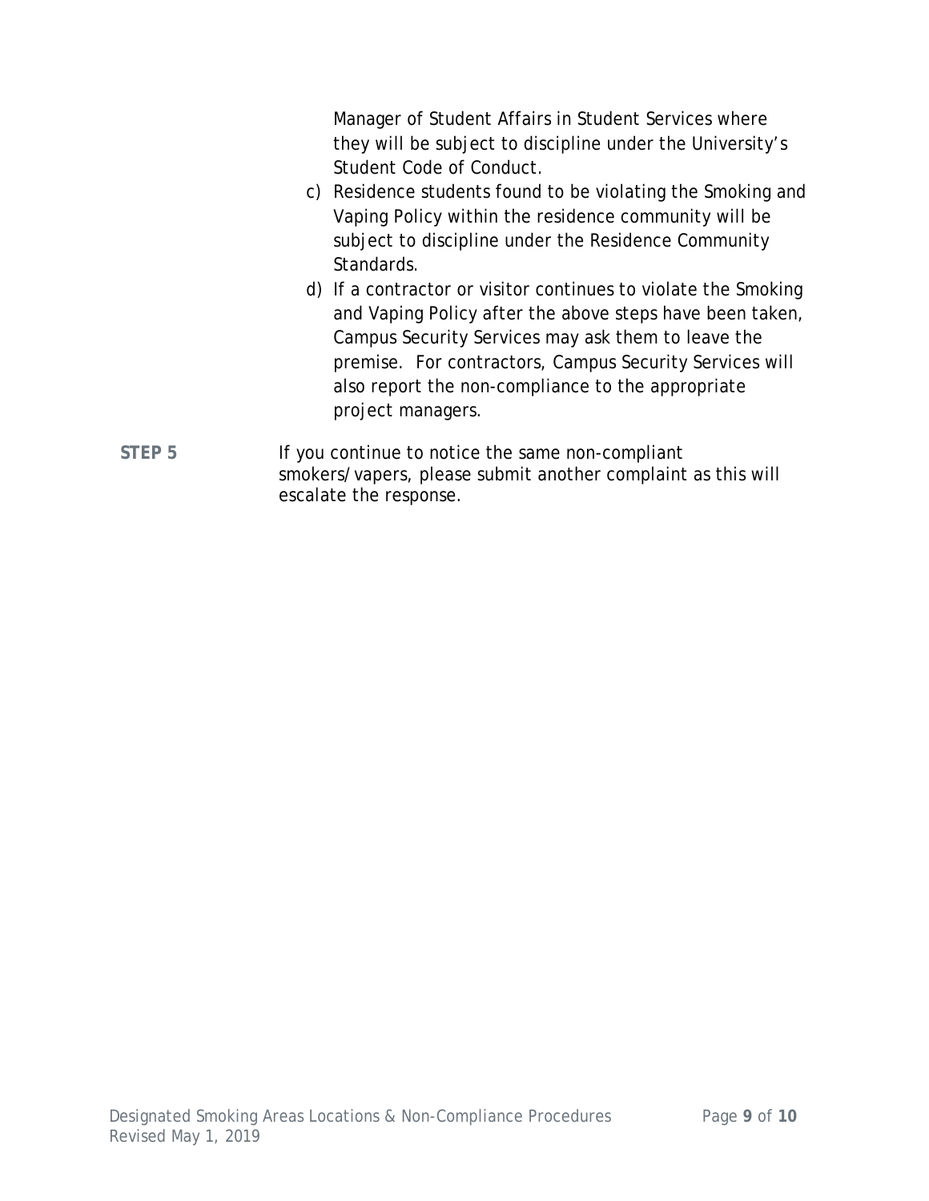Manager of Student Affairs in Student Services where they will be subject to discipline under the University's Student Code of Conduct.

c) Residence students found to be violating the Smoking and Vaping Policy within the residence community will be subject to discipline under the Residence Community Standards.

d) If a contractor or visitor continues to violate the Smoking and Vaping Policy after the above steps have been taken, Campus Security Services may ask them to leave the premise. For contractors, Campus Security Services will also report the non-compliance to the appropriate project managers.

**STEP 5** If you continue to notice the same non-compliant smokers/vapers, please submit another complaint as this will escalate the response.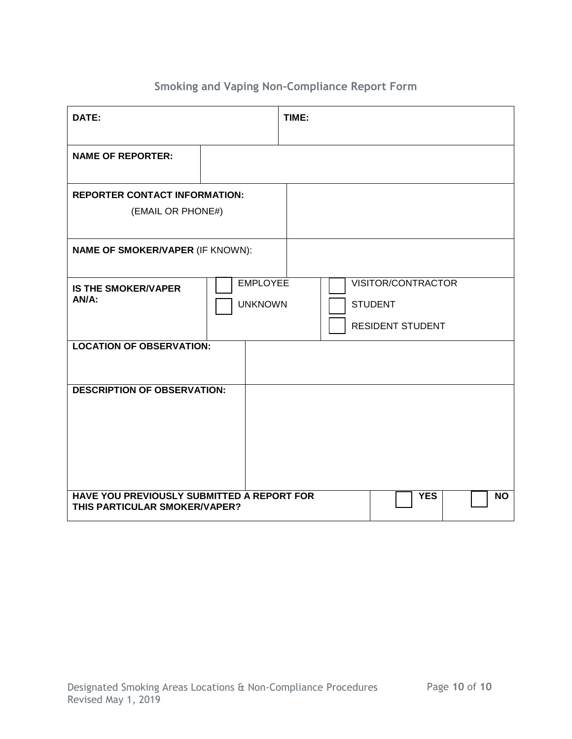## Smoking and Vaping Non-Compliance Report Form

| | | | |
|---|---|---|---|
| **DATE:** | | **TIME:** | |
| **NAME OF REPORTER:** | | | |
| **REPORTER CONTACT INFORMATION:** (EMAIL OR PHONE#) | | | |
| **NAME OF SMOKER/VAPER** (IF KNOWN): | | | |
| **IS THE SMOKER/VAPER AN/A:** | ☐ EMPLOYEE<br>☐ UNKNOWN | ☐ VISITOR/CONTRACTOR<br>☐ STUDENT<br>☐ RESIDENT STUDENT | |
| **LOCATION OF OBSERVATION:** | | | |
| **DESCRIPTION OF OBSERVATION:** | | | |
| **HAVE YOU PREVIOUSLY SUBMITTED A REPORT FOR THIS PARTICULAR SMOKER/VAPER?** | | ☐ **YES** | ☐ **NO** |